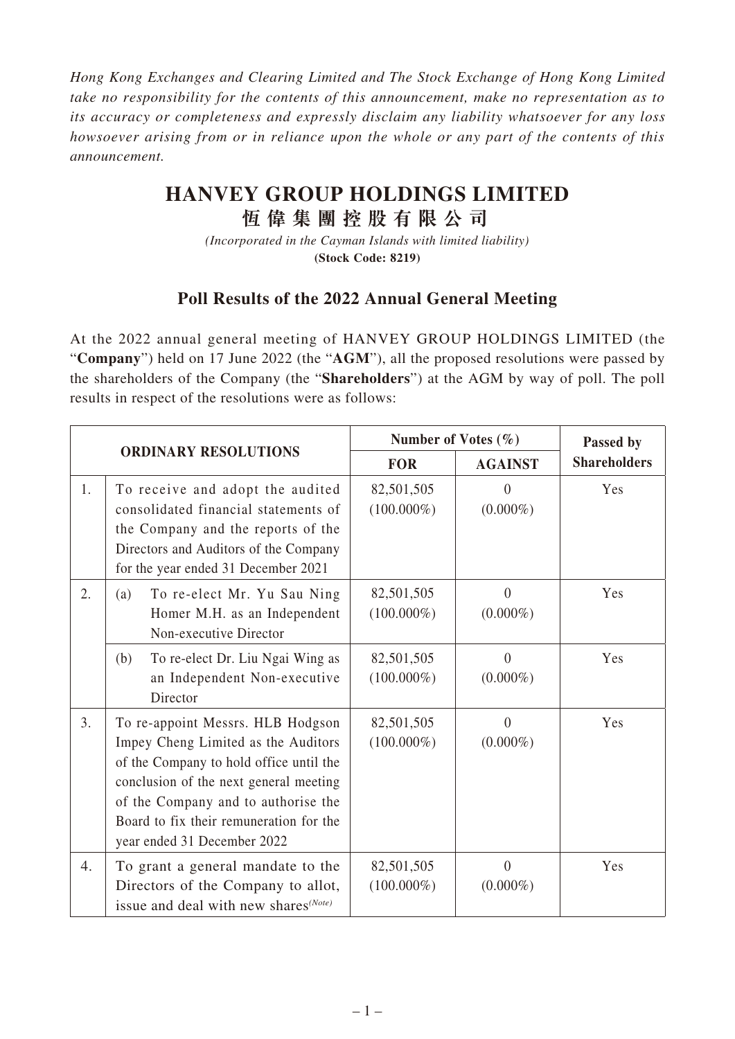*Hong Kong Exchanges and Clearing Limited and The Stock Exchange of Hong Kong Limited take no responsibility for the contents of this announcement, make no representation as to its accuracy or completeness and expressly disclaim any liability whatsoever for any loss howsoever arising from or in reliance upon the whole or any part of the contents of this announcement.*

# HANVEY GROUP HOLDINGS LIMITED
# 恒偉集團控股有限公司

*(Incorporated in the Cayman Islands with limited liability)*
**(Stock Code: 8219)**

## Poll Results of the 2022 Annual General Meeting

At the 2022 annual general meeting of HANVEY GROUP HOLDINGS LIMITED (the "**Company**") held on 17 June 2022 (the "**AGM**"), all the proposed resolutions were passed by the shareholders of the Company (the "**Shareholders**") at the AGM by way of poll. The poll results in respect of the resolutions were as follows:

| ORDINARY RESOLUTIONS | | Number of Votes (%) | | Passed by Shareholders |
|---|---|---|---|---|
| | | FOR | AGAINST | |
| 1. | To receive and adopt the audited consolidated financial statements of the Company and the reports of the Directors and Auditors of the Company for the year ended 31 December 2021 | 82,501,505 (100.000%) | 0 (0.000%) | Yes |
| 2. | (a) To re-elect Mr. Yu Sau Ning Homer M.H. as an Independent Non-executive Director | 82,501,505 (100.000%) | 0 (0.000%) | Yes |
| | (b) To re-elect Dr. Liu Ngai Wing as an Independent Non-executive Director | 82,501,505 (100.000%) | 0 (0.000%) | Yes |
| 3. | To re-appoint Messrs. HLB Hodgson Impey Cheng Limited as the Auditors of the Company to hold office until the conclusion of the next general meeting of the Company and to authorise the Board to fix their remuneration for the year ended 31 December 2022 | 82,501,505 (100.000%) | 0 (0.000%) | Yes |
| 4. | To grant a general mandate to the Directors of the Company to allot, issue and deal with new shares*(Note)* | 82,501,505 (100.000%) | 0 (0.000%) | Yes |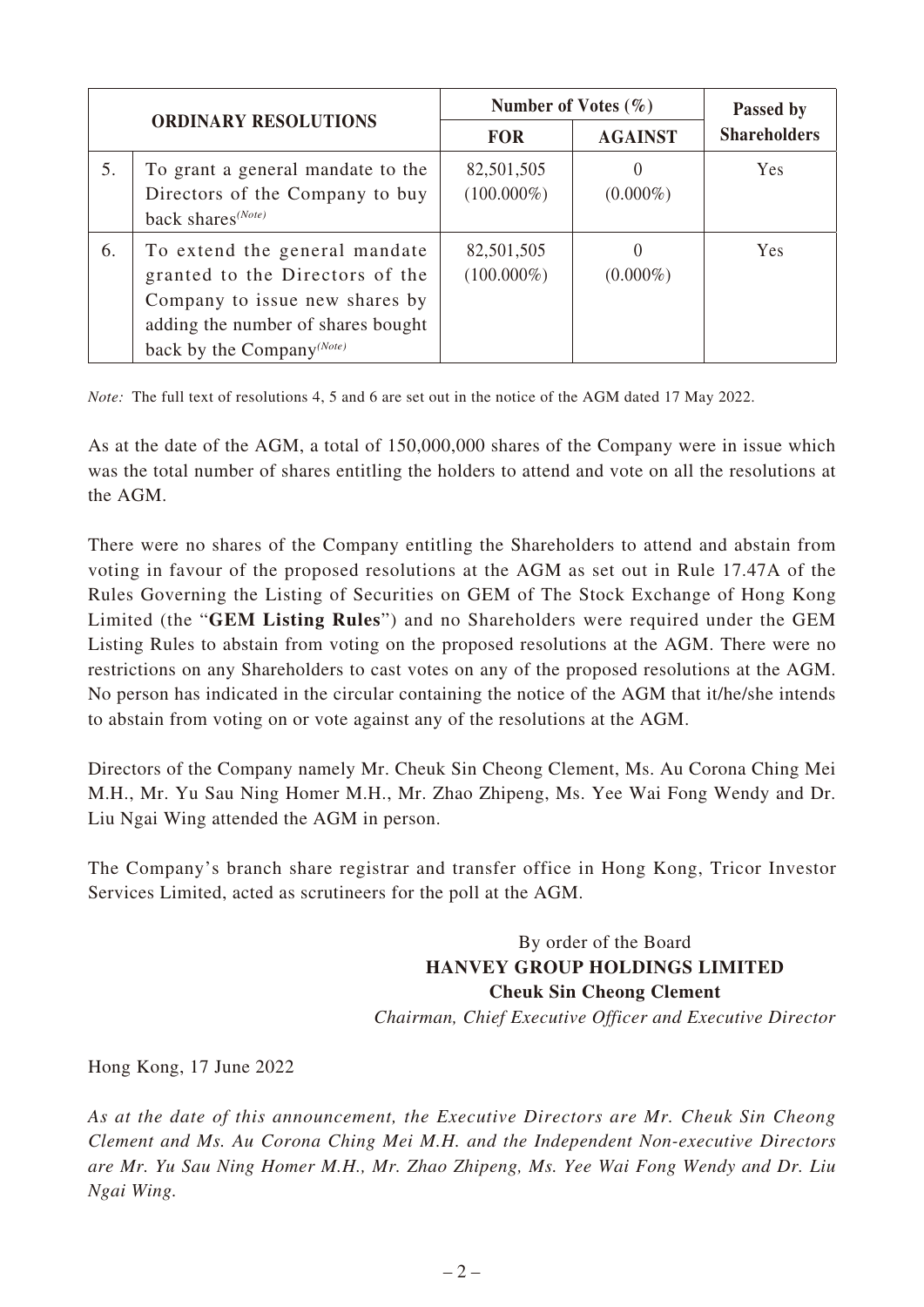| ORDINARY RESOLUTIONS | | Number of Votes (%) | | Passed by Shareholders |
|---|---|---|---|---|
| | | FOR | AGAINST | |
| 5. | To grant a general mandate to the Directors of the Company to buy back shares*(Note)* | 82,501,505 (100.000%) | 0 (0.000%) | Yes |
| 6. | To extend the general mandate granted to the Directors of the Company to issue new shares by adding the number of shares bought back by the Company*(Note)* | 82,501,505 (100.000%) | 0 (0.000%) | Yes |

*Note:* The full text of resolutions 4, 5 and 6 are set out in the notice of the AGM dated 17 May 2022.

As at the date of the AGM, a total of 150,000,000 shares of the Company were in issue which was the total number of shares entitling the holders to attend and vote on all the resolutions at the AGM.

There were no shares of the Company entitling the Shareholders to attend and abstain from voting in favour of the proposed resolutions at the AGM as set out in Rule 17.47A of the Rules Governing the Listing of Securities on GEM of The Stock Exchange of Hong Kong Limited (the "**GEM Listing Rules**") and no Shareholders were required under the GEM Listing Rules to abstain from voting on the proposed resolutions at the AGM. There were no restrictions on any Shareholders to cast votes on any of the proposed resolutions at the AGM. No person has indicated in the circular containing the notice of the AGM that it/he/she intends to abstain from voting on or vote against any of the resolutions at the AGM.

Directors of the Company namely Mr. Cheuk Sin Cheong Clement, Ms. Au Corona Ching Mei M.H., Mr. Yu Sau Ning Homer M.H., Mr. Zhao Zhipeng, Ms. Yee Wai Fong Wendy and Dr. Liu Ngai Wing attended the AGM in person.

The Company's branch share registrar and transfer office in Hong Kong, Tricor Investor Services Limited, acted as scrutineers for the poll at the AGM.

By order of the Board
**HANVEY GROUP HOLDINGS LIMITED**
**Cheuk Sin Cheong Clement**
*Chairman, Chief Executive Officer and Executive Director*

Hong Kong, 17 June 2022

*As at the date of this announcement, the Executive Directors are Mr. Cheuk Sin Cheong Clement and Ms. Au Corona Ching Mei M.H. and the Independent Non-executive Directors are Mr. Yu Sau Ning Homer M.H., Mr. Zhao Zhipeng, Ms. Yee Wai Fong Wendy and Dr. Liu Ngai Wing.*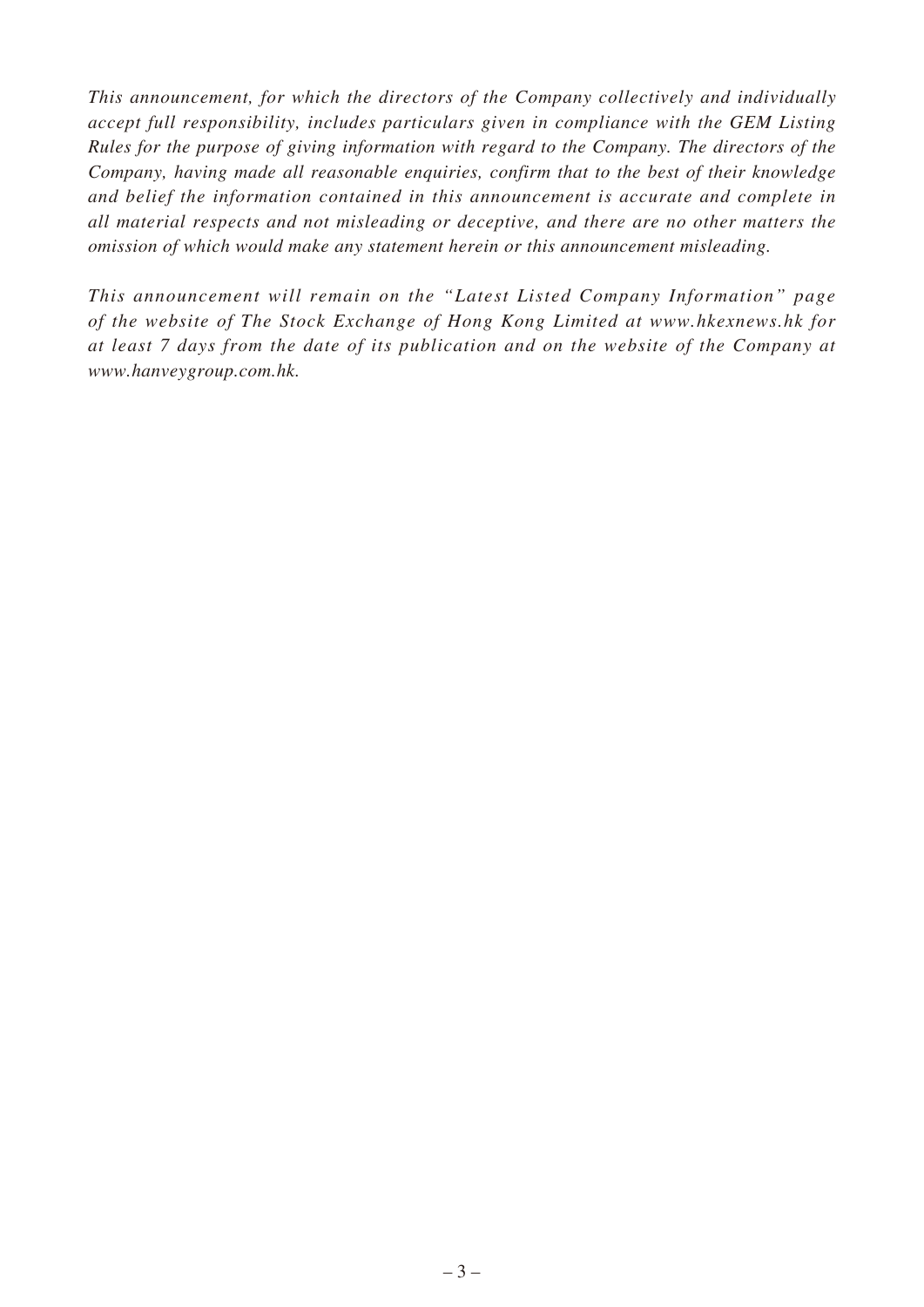*This announcement, for which the directors of the Company collectively and individually accept full responsibility, includes particulars given in compliance with the GEM Listing Rules for the purpose of giving information with regard to the Company. The directors of the Company, having made all reasonable enquiries, confirm that to the best of their knowledge and belief the information contained in this announcement is accurate and complete in all material respects and not misleading or deceptive, and there are no other matters the omission of which would make any statement herein or this announcement misleading.*

*This announcement will remain on the "Latest Listed Company Information" page of the website of The Stock Exchange of Hong Kong Limited at www.hkexnews.hk for at least 7 days from the date of its publication and on the website of the Company at www.hanveygroup.com.hk.*